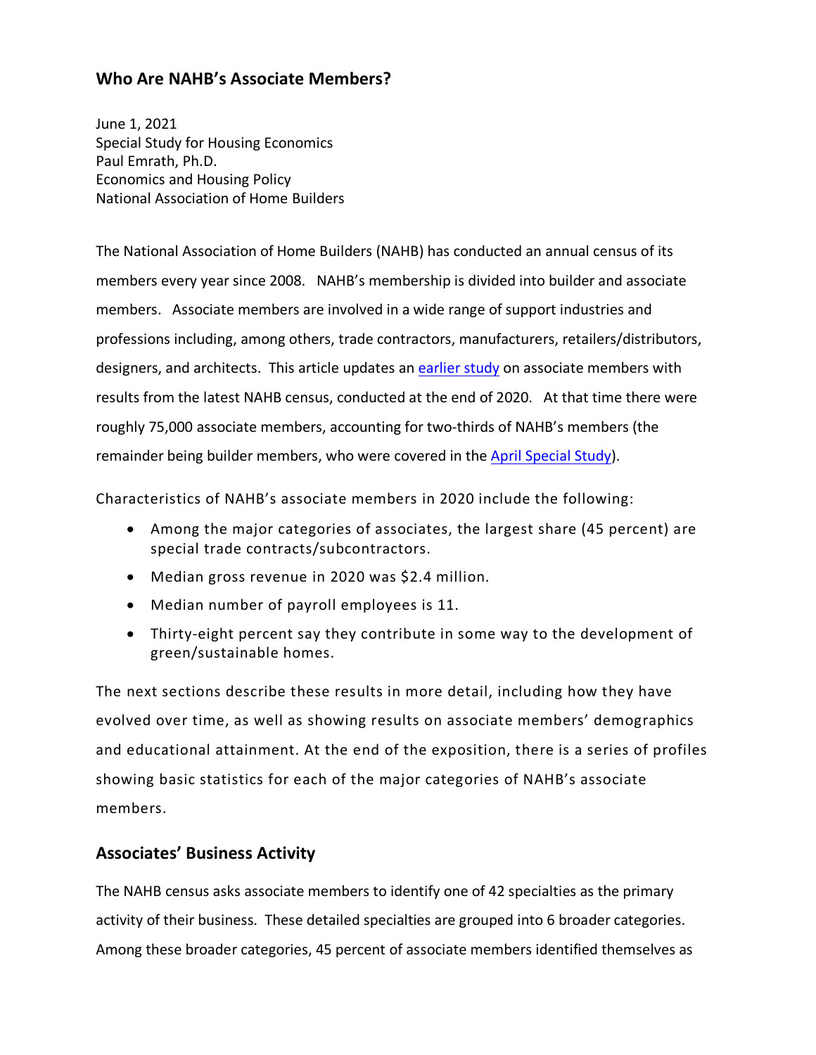## Who Are NAHB's Associate Members?

June 1, 2021
Special Study for Housing Economics
Paul Emrath, Ph.D.
Economics and Housing Policy
National Association of Home Builders

The National Association of Home Builders (NAHB) has conducted an annual census of its members every year since 2008. NAHB's membership is divided into builder and associate members. Associate members are involved in a wide range of support industries and professions including, among others, trade contractors, manufacturers, retailers/distributors, designers, and architects. This article updates an earlier study on associate members with results from the latest NAHB census, conducted at the end of 2020. At that time there were roughly 75,000 associate members, accounting for two-thirds of NAHB's members (the remainder being builder members, who were covered in the April Special Study).

Characteristics of NAHB's associate members in 2020 include the following:

- Among the major categories of associates, the largest share (45 percent) are special trade contracts/subcontractors.
- Median gross revenue in 2020 was $2.4 million.
- Median number of payroll employees is 11.
- Thirty-eight percent say they contribute in some way to the development of green/sustainable homes.

The next sections describe these results in more detail, including how they have evolved over time, as well as showing results on associate members' demographics and educational attainment. At the end of the exposition, there is a series of profiles showing basic statistics for each of the major categories of NAHB's associate members.

## Associates' Business Activity

The NAHB census asks associate members to identify one of 42 specialties as the primary activity of their business. These detailed specialties are grouped into 6 broader categories. Among these broader categories, 45 percent of associate members identified themselves as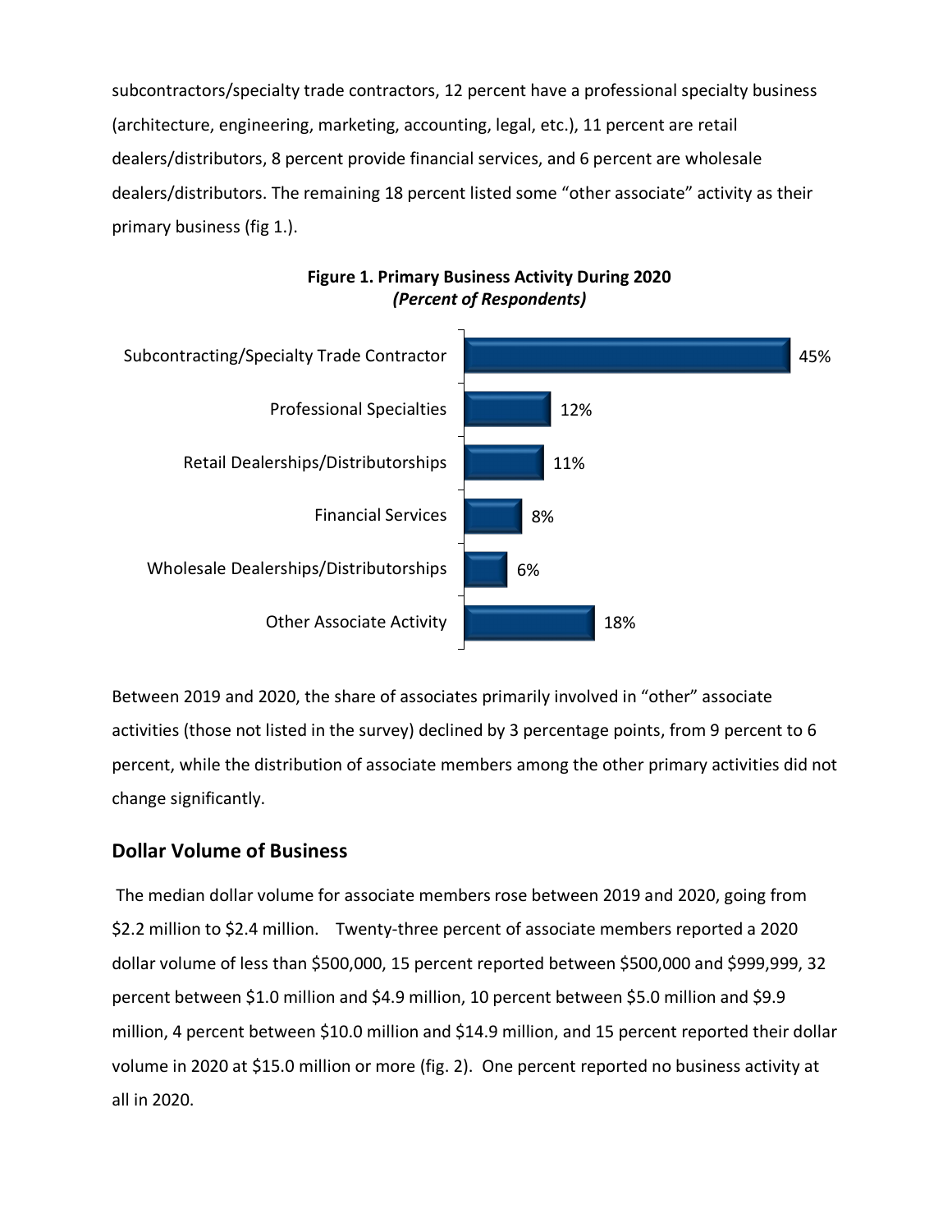subcontractors/specialty trade contractors, 12 percent have a professional specialty business (architecture, engineering, marketing, accounting, legal, etc.), 11 percent are retail dealers/distributors, 8 percent provide financial services, and 6 percent are wholesale dealers/distributors. The remaining 18 percent listed some "other associate" activity as their primary business (fig 1.).

**Figure 1. Primary Business Activity During 2020**
***(Percent of Respondents)***

| Activity | Percent |
|---|---|
| Subcontracting/Specialty Trade Contractor | 45% |
| Professional Specialties | 12% |
| Retail Dealerships/Distributorships | 11% |
| Financial Services | 8% |
| Wholesale Dealerships/Distributorships | 6% |
| Other Associate Activity | 18% |

Between 2019 and 2020, the share of associates primarily involved in "other" associate activities (those not listed in the survey) declined by 3 percentage points, from 9 percent to 6 percent, while the distribution of associate members among the other primary activities did not change significantly.

## Dollar Volume of Business

The median dollar volume for associate members rose between 2019 and 2020, going from $2.2 million to $2.4 million. Twenty-three percent of associate members reported a 2020 dollar volume of less than $500,000, 15 percent reported between $500,000 and $999,999, 32 percent between $1.0 million and $4.9 million, 10 percent between $5.0 million and $9.9 million, 4 percent between $10.0 million and $14.9 million, and 15 percent reported their dollar volume in 2020 at $15.0 million or more (fig. 2). One percent reported no business activity at all in 2020.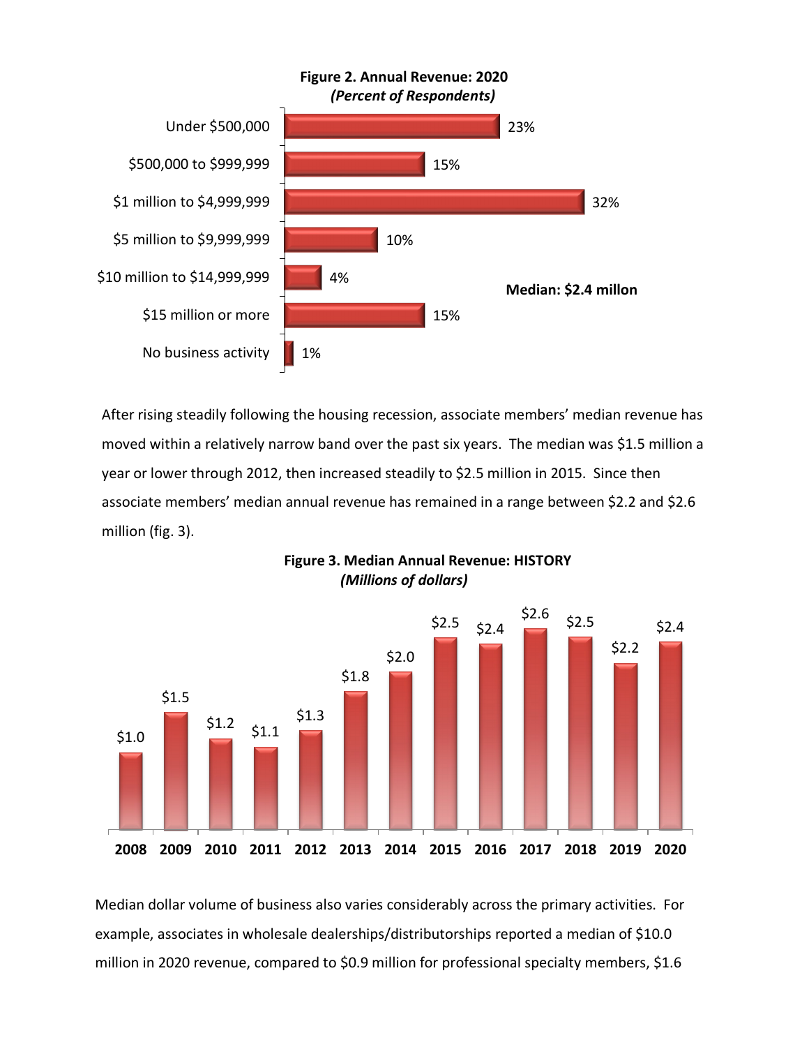**Figure 2. Annual Revenue: 2020**
*(Percent of Respondents)*

Under $500,000
$500,000 to $999,999
$1 million to $4,999,999
$5 million to $9,999,999
$10 million to $14,999,999
$15 million or more
No business activity

23%
15%
32%
10%
4%
15%
1%

**Median: $2.4 millon**

After rising steadily following the housing recession, associate members' median revenue has moved within a relatively narrow band over the past six years. The median was $1.5 million a year or lower through 2012, then increased steadily to $2.5 million in 2015. Since then associate members' median annual revenue has remained in a range between $2.2 and $2.6 million (fig. 3).

**Figure 3. Median Annual Revenue: HISTORY**
*(Millions of dollars)*

$1.0 $1.5 $1.2 $1.1 $1.3 $1.8 $2.0 $2.5 $2.4 $2.6 $2.5 $2.2 $2.4

**2008 2009 2010 2011 2012 2013 2014 2015 2016 2017 2018 2019 2020**

Median dollar volume of business also varies considerably across the primary activities. For example, associates in wholesale dealerships/distributorships reported a median of $10.0 million in 2020 revenue, compared to $0.9 million for professional specialty members, $1.6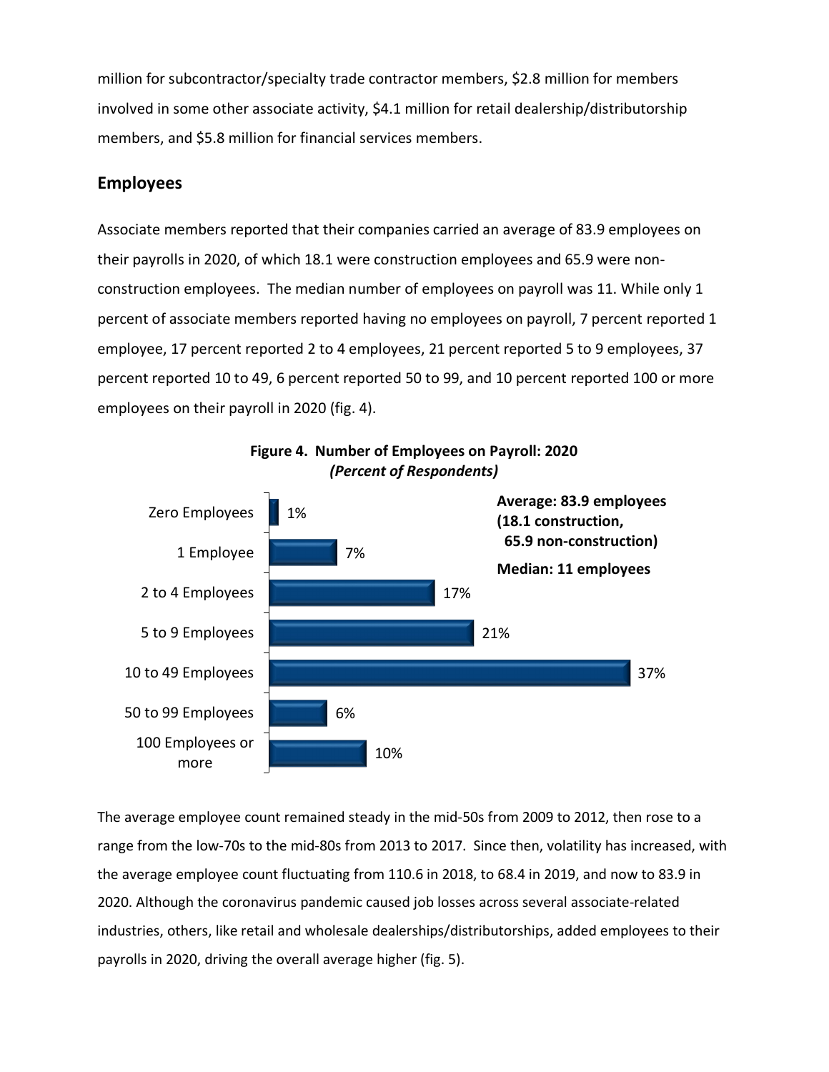million for subcontractor/specialty trade contractor members, $2.8 million for members involved in some other associate activity, $4.1 million for retail dealership/distributorship members, and $5.8 million for financial services members.

## Employees

Associate members reported that their companies carried an average of 83.9 employees on their payrolls in 2020, of which 18.1 were construction employees and 65.9 were non-construction employees. The median number of employees on payroll was 11. While only 1 percent of associate members reported having no employees on payroll, 7 percent reported 1 employee, 17 percent reported 2 to 4 employees, 21 percent reported 5 to 9 employees, 37 percent reported 10 to 49, 6 percent reported 50 to 99, and 10 percent reported 100 or more employees on their payroll in 2020 (fig. 4).

**Figure 4. Number of Employees on Payroll: 2020**
***(Percent of Respondents)***

Zero Employees 1%
1 Employee 7%
2 to 4 Employees 17%
5 to 9 Employees 21%
10 to 49 Employees 37%
50 to 99 Employees 6%
100 Employees or more 10%

**Average: 83.9 employees (18.1 construction, 65.9 non-construction)**

**Median: 11 employees**

The average employee count remained steady in the mid-50s from 2009 to 2012, then rose to a range from the low-70s to the mid-80s from 2013 to 2017. Since then, volatility has increased, with the average employee count fluctuating from 110.6 in 2018, to 68.4 in 2019, and now to 83.9 in 2020. Although the coronavirus pandemic caused job losses across several associate-related industries, others, like retail and wholesale dealerships/distributorships, added employees to their payrolls in 2020, driving the overall average higher (fig. 5).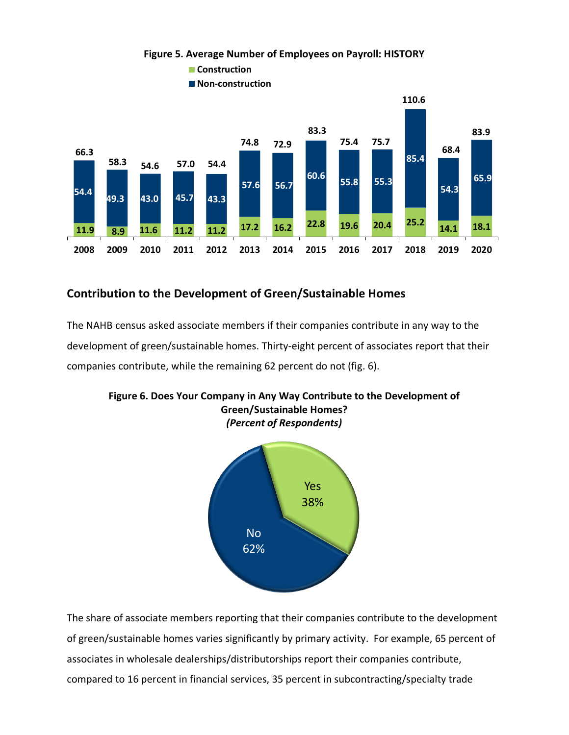**Figure 5. Average Number of Employees on Payroll: HISTORY**

Construction

Non-construction

2008: 66.3 (54.4, 11.9)
2009: 58.3 (49.3, 8.9)
2010: 54.6 (43.0, 11.6)
2011: 57.0 (45.7, 11.2)
2012: 54.4 (43.3, 11.2)
2013: 74.8 (57.6, 17.2)
2014: 72.9 (56.7, 16.2)
2015: 83.3 (60.6, 22.8)
2016: 75.4 (55.8, 19.6)
2017: 75.7 (55.3, 20.4)
2018: 110.6 (85.4, 25.2)
2019: 68.4 (54.3, 14.1)
2020: 83.9 (65.9, 18.1)

## Contribution to the Development of Green/Sustainable Homes

The NAHB census asked associate members if their companies contribute in any way to the development of green/sustainable homes. Thirty-eight percent of associates report that their companies contribute, while the remaining 62 percent do not (fig. 6).

**Figure 6. Does Your Company in Any Way Contribute to the Development of Green/Sustainable Homes?**
***(Percent of Respondents)***

Yes 38%

No 62%

The share of associate members reporting that their companies contribute to the development of green/sustainable homes varies significantly by primary activity. For example, 65 percent of associates in wholesale dealerships/distributorships report their companies contribute, compared to 16 percent in financial services, 35 percent in subcontracting/specialty trade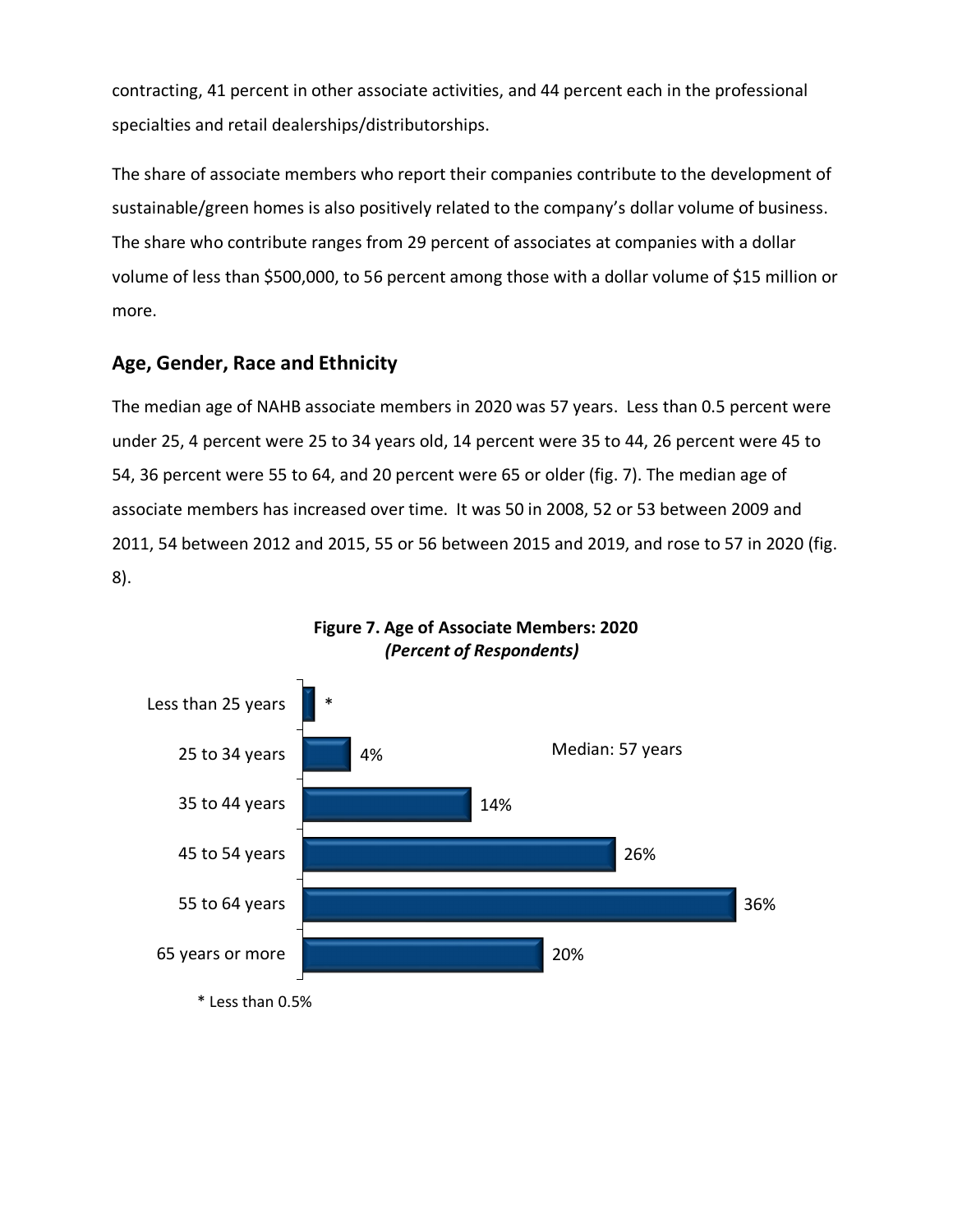contracting, 41 percent in other associate activities, and 44 percent each in the professional specialties and retail dealerships/distributorships.

The share of associate members who report their companies contribute to the development of sustainable/green homes is also positively related to the company's dollar volume of business. The share who contribute ranges from 29 percent of associates at companies with a dollar volume of less than $500,000, to 56 percent among those with a dollar volume of $15 million or more.

## Age, Gender, Race and Ethnicity

The median age of NAHB associate members in 2020 was 57 years. Less than 0.5 percent were under 25, 4 percent were 25 to 34 years old, 14 percent were 35 to 44, 26 percent were 45 to 54, 36 percent were 55 to 64, and 20 percent were 65 or older (fig. 7). The median age of associate members has increased over time. It was 50 in 2008, 52 or 53 between 2009 and 2011, 54 between 2012 and 2015, 55 or 56 between 2015 and 2019, and rose to 57 in 2020 (fig. 8).

**Figure 7. Age of Associate Members: 2020**
***(Percent of Respondents)***

Less than 25 years *
25 to 34 years 4%
35 to 44 years 14%
45 to 54 years 26%
55 to 64 years 36%
65 years or more 20%

Median: 57 years

* Less than 0.5%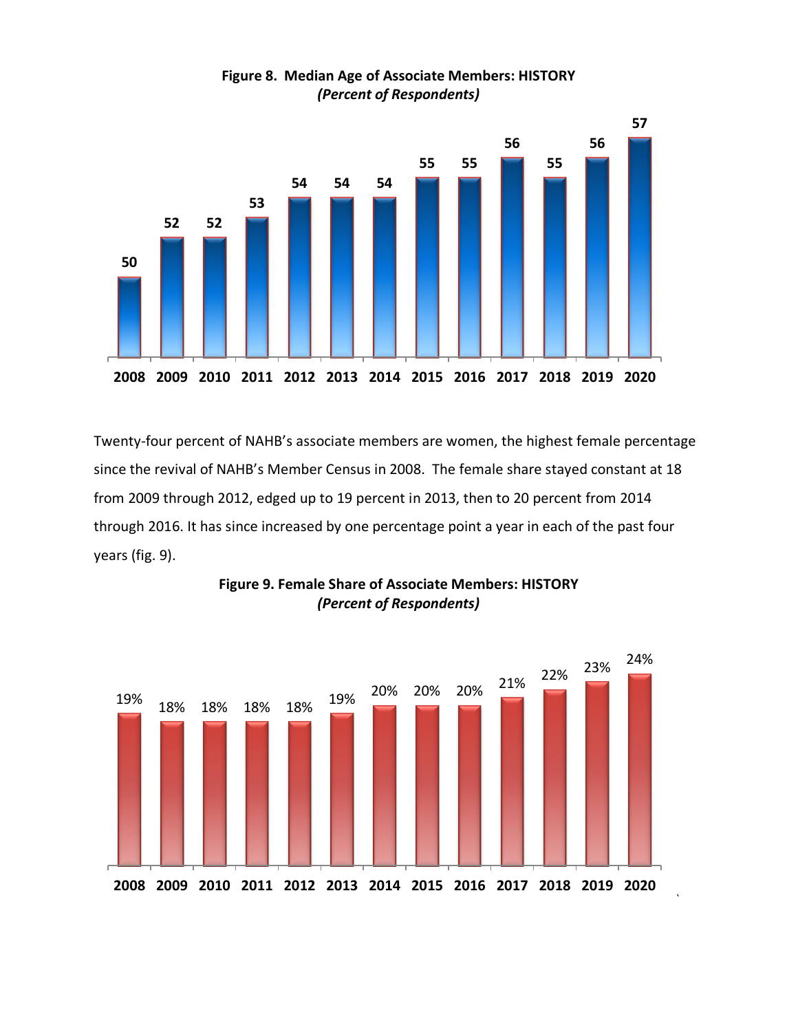**Figure 8. Median Age of Associate Members: HISTORY**
***(Percent of Respondents)***

50
52
52
53
54
54
54
55
55
56
55
56
57

2008 2009 2010 2011 2012 2013 2014 2015 2016 2017 2018 2019 2020

Twenty-four percent of NAHB's associate members are women, the highest female percentage since the revival of NAHB's Member Census in 2008. The female share stayed constant at 18 from 2009 through 2012, edged up to 19 percent in 2013, then to 20 percent from 2014 through 2016. It has since increased by one percentage point a year in each of the past four years (fig. 9).

**Figure 9. Female Share of Associate Members: HISTORY**
***(Percent of Respondents)***

19%
18%
18%
18%
18%
19%
20%
20%
20%
21%
22%
23%
24%

2008 2009 2010 2011 2012 2013 2014 2015 2016 2017 2018 2019 2020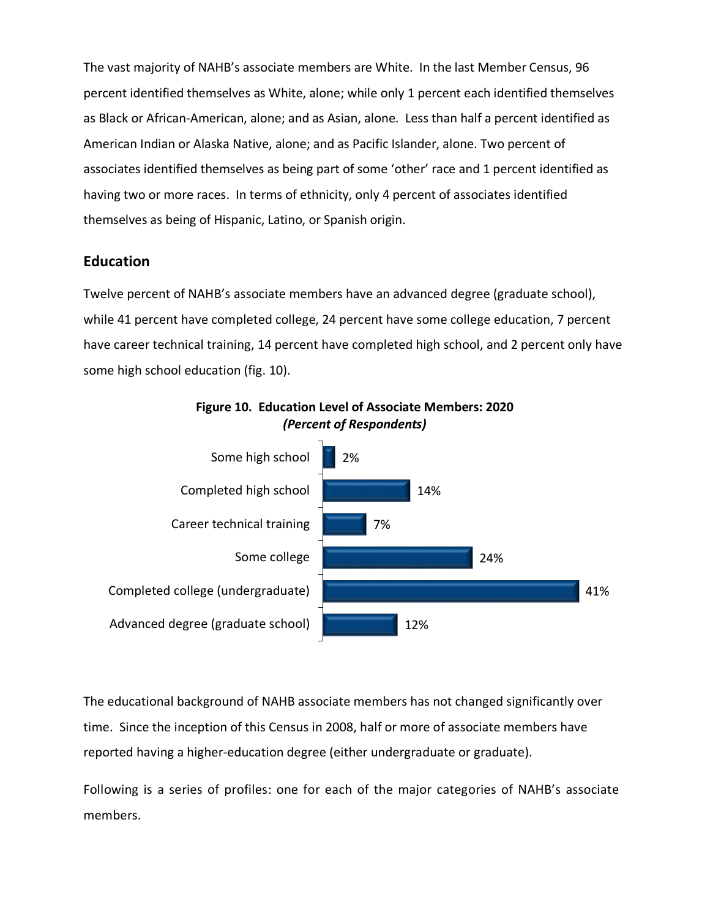The vast majority of NAHB's associate members are White. In the last Member Census, 96 percent identified themselves as White, alone; while only 1 percent each identified themselves as Black or African-American, alone; and as Asian, alone. Less than half a percent identified as American Indian or Alaska Native, alone; and as Pacific Islander, alone. Two percent of associates identified themselves as being part of some 'other' race and 1 percent identified as having two or more races. In terms of ethnicity, only 4 percent of associates identified themselves as being of Hispanic, Latino, or Spanish origin.

## Education

Twelve percent of NAHB's associate members have an advanced degree (graduate school), while 41 percent have completed college, 24 percent have some college education, 7 percent have career technical training, 14 percent have completed high school, and 2 percent only have some high school education (fig. 10).

**Figure 10. Education Level of Associate Members: 2020**
***(Percent of Respondents)***

| Education Level | Percent |
|---|---|
| Some high school | 2% |
| Completed high school | 14% |
| Career technical training | 7% |
| Some college | 24% |
| Completed college (undergraduate) | 41% |
| Advanced degree (graduate school) | 12% |

The educational background of NAHB associate members has not changed significantly over time. Since the inception of this Census in 2008, half or more of associate members have reported having a higher-education degree (either undergraduate or graduate).

Following is a series of profiles: one for each of the major categories of NAHB's associate members.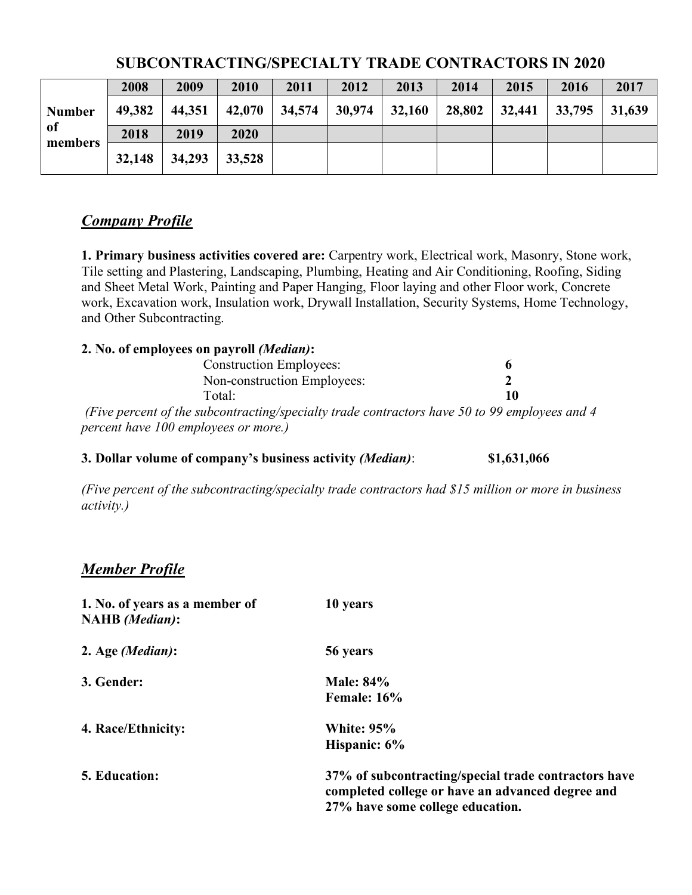## SUBCONTRACTING/SPECIALTY TRADE CONTRACTORS IN 2020

| | 2008 | 2009 | 2010 | 2011 | 2012 | 2013 | 2014 | 2015 | 2016 | 2017 |
|---|---|---|---|---|---|---|---|---|---|---|
| Number of members | 49,382 | 44,351 | 42,070 | 34,574 | 30,974 | 32,160 | 28,802 | 32,441 | 33,795 | 31,639 |
| | 2018 | 2019 | 2020 | | | | | | | |
| | 32,148 | 34,293 | 33,528 | | | | | | | |

## *Company Profile*

**1. Primary business activities covered are:** Carpentry work, Electrical work, Masonry, Stone work, Tile setting and Plastering, Landscaping, Plumbing, Heating and Air Conditioning, Roofing, Siding and Sheet Metal Work, Painting and Paper Hanging, Floor laying and other Floor work, Concrete work, Excavation work, Insulation work, Drywall Installation, Security Systems, Home Technology, and Other Subcontracting.

**2. No. of employees on payroll *(Median)*:**

| | |
|---|---|
| Construction Employees: | **6** |
| Non-construction Employees: | **2** |
| Total: | **10** |

*(Five percent of the subcontracting/specialty trade contractors have 50 to 99 employees and 4 percent have 100 employees or more.)*

**3. Dollar volume of company's business activity *(Median)*: $1,631,066**

*(Five percent of the subcontracting/specialty trade contractors had $15 million or more in business activity.)*

## *Member Profile*

**1. No. of years as a member of NAHB *(Median)*:** **10 years**

**2. Age *(Median)*:** **56 years**

**3. Gender:** **Male: 84%**
**Female: 16%**

**4. Race/Ethnicity:** **White: 95%**
**Hispanic: 6%**

**5. Education:** **37% of subcontracting/special trade contractors have completed college or have an advanced degree and 27% have some college education.**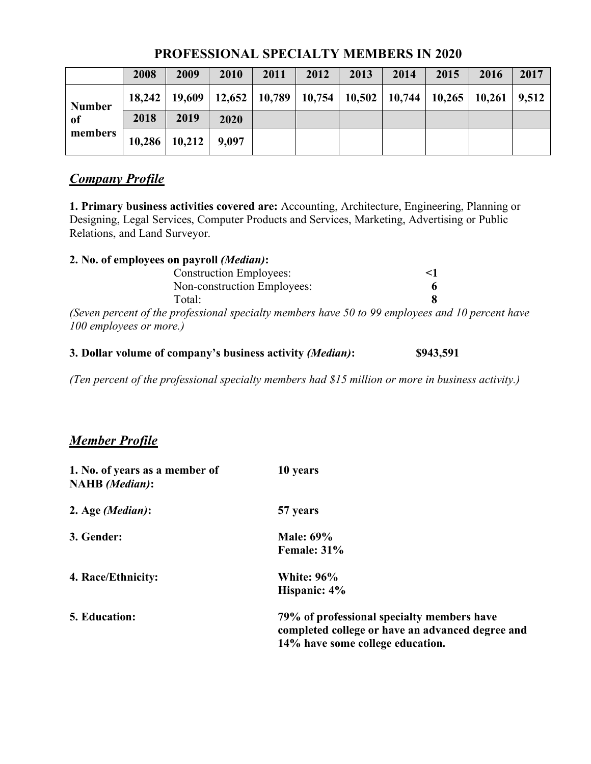## PROFESSIONAL SPECIALTY MEMBERS IN 2020

| | 2008 | 2009 | 2010 | 2011 | 2012 | 2013 | 2014 | 2015 | 2016 | 2017 |
|---|---|---|---|---|---|---|---|---|---|---|
| Number of members | 18,242 | 19,609 | 12,652 | 10,789 | 10,754 | 10,502 | 10,744 | 10,265 | 10,261 | 9,512 |
| | 2018 | 2019 | 2020 | | | | | | | |
| | 10,286 | 10,212 | 9,097 | | | | | | | |

### *Company Profile*

**1. Primary business activities covered are:** Accounting, Architecture, Engineering, Planning or Designing, Legal Services, Computer Products and Services, Marketing, Advertising or Public Relations, and Land Surveyor.

**2. No. of employees on payroll *(Median)*:**

| | |
|---|---|
| Construction Employees: | **<1** |
| Non-construction Employees: | **6** |
| Total: | **8** |

*(Seven percent of the professional specialty members have 50 to 99 employees and 10 percent have 100 employees or more.)*

**3. Dollar volume of company's business activity *(Median)*:** **$943,591**

*(Ten percent of the professional specialty members had $15 million or more in business activity.)*

### *Member Profile*

| | |
|---|---|
| **1. No. of years as a member of NAHB *(Median)*:** | **10 years** |
| **2. Age *(Median)*:** | **57 years** |
| **3. Gender:** | **Male: 69%** <br> **Female: 31%** |
| **4. Race/Ethnicity:** | **White: 96%** <br> **Hispanic: 4%** |
| **5. Education:** | **79% of professional specialty members have completed college or have an advanced degree and 14% have some college education.** |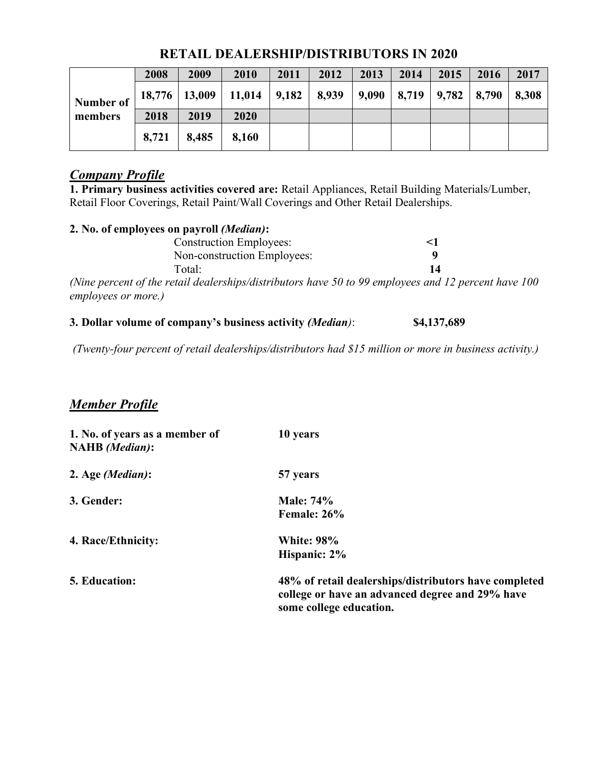# RETAIL DEALERSHIP/DISTRIBUTORS IN 2020

| | 2008 | 2009 | 2010 | 2011 | 2012 | 2013 | 2014 | 2015 | 2016 | 2017 |
|---|---|---|---|---|---|---|---|---|---|---|
| **Number of members** | 18,776 | 13,009 | 11,014 | 9,182 | 8,939 | 9,090 | 8,719 | 9,782 | 8,790 | 8,308 |
| | **2018** | **2019** | **2020** | | | | | | | |
| | 8,721 | 8,485 | 8,160 | | | | | | | |

## *Company Profile*

**1. Primary business activities covered are:** Retail Appliances, Retail Building Materials/Lumber, Retail Floor Coverings, Retail Paint/Wall Coverings and Other Retail Dealerships.

**2. No. of employees on payroll *(Median)*:**

| | |
|---|---|
| Construction Employees: | **<1** |
| Non-construction Employees: | **9** |
| Total: | **14** |

*(Nine percent of the retail dealerships/distributors have 50 to 99 employees and 12 percent have 100 employees or more.)*

**3. Dollar volume of company's business activity *(Median)*:** **$4,137,689**

*(Twenty-four percent of retail dealerships/distributors had $15 million or more in business activity.)*

## *Member Profile*

**1. No. of years as a member of NAHB *(Median)*:** **10 years**

**2. Age *(Median)*:** **57 years**

**3. Gender:**
**Male: 74%**
**Female: 26%**

**4. Race/Ethnicity:**
**White: 98%**
**Hispanic: 2%**

**5. Education:** **48% of retail dealerships/distributors have completed college or have an advanced degree and 29% have some college education.**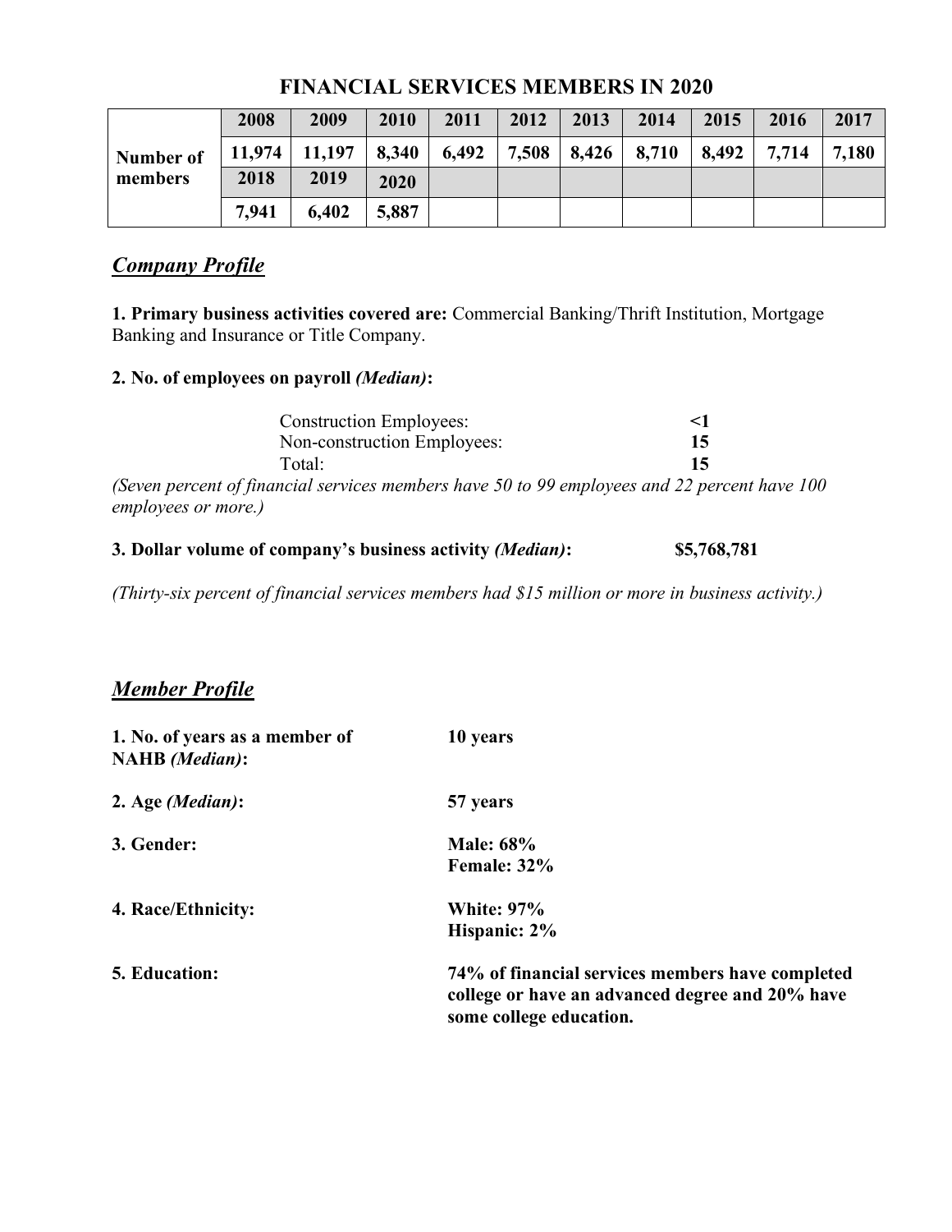# FINANCIAL SERVICES MEMBERS IN 2020

| | 2008 | 2009 | 2010 | 2011 | 2012 | 2013 | 2014 | 2015 | 2016 | 2017 |
|---|---|---|---|---|---|---|---|---|---|---|
| **Number of members** | **11,974** | **11,197** | **8,340** | **6,492** | **7,508** | **8,426** | **8,710** | **8,492** | **7,714** | **7,180** |
| | **2018** | **2019** | **2020** | | | | | | | |
| | **7,941** | **6,402** | **5,887** | | | | | | | |

## *Company Profile*

**1. Primary business activities covered are:** Commercial Banking/Thrift Institution, Mortgage Banking and Insurance or Title Company.

**2. No. of employees on payroll *(Median)*:**

| | |
|---|---|
| Construction Employees: | **<1** |
| Non-construction Employees: | **15** |
| Total: | **15** |

*(Seven percent of financial services members have 50 to 99 employees and 22 percent have 100 employees or more.)*

**3. Dollar volume of company's business activity *(Median)*: $5,768,781**

*(Thirty-six percent of financial services members had $15 million or more in business activity.)*

## *Member Profile*

**1. No. of years as a member of NAHB *(Median)*:** **10 years**

**2. Age *(Median)*:** **57 years**

**3. Gender:** **Male: 68%**
**Female: 32%**

**4. Race/Ethnicity:** **White: 97%**
**Hispanic: 2%**

**5. Education:** **74% of financial services members have completed college or have an advanced degree and 20% have some college education.**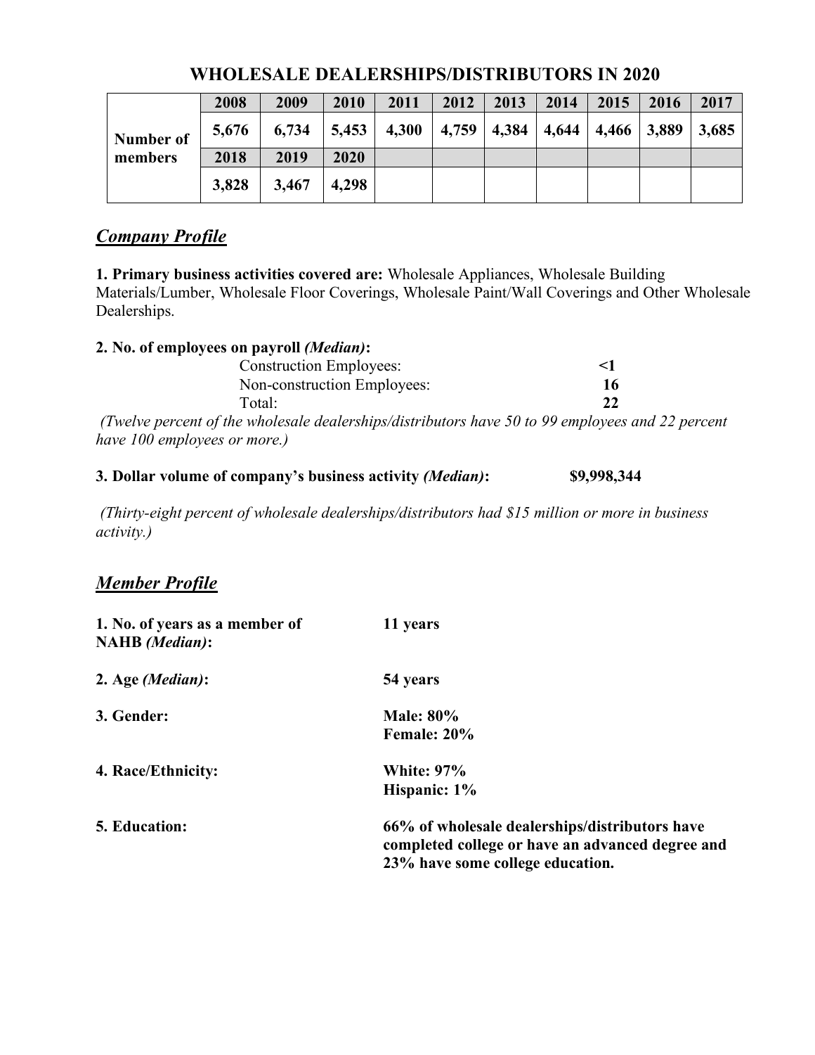# WHOLESALE DEALERSHIPS/DISTRIBUTORS IN 2020

| | | | | | | | | | | |
|---|---|---|---|---|---|---|---|---|---|---|
| **Number of members** | **2008** | **2009** | **2010** | **2011** | **2012** | **2013** | **2014** | **2015** | **2016** | **2017** |
| | **5,676** | **6,734** | **5,453** | **4,300** | **4,759** | **4,384** | **4,644** | **4,466** | **3,889** | **3,685** |
| | **2018** | **2019** | **2020** | | | | | | | |
| | **3,828** | **3,467** | **4,298** | | | | | | | |

## *Company Profile*

**1. Primary business activities covered are:** Wholesale Appliances, Wholesale Building Materials/Lumber, Wholesale Floor Coverings, Wholesale Paint/Wall Coverings and Other Wholesale Dealerships.

**2. No. of employees on payroll *(Median)*:**

| | |
|---|---|
| Construction Employees: | **<1** |
| Non-construction Employees: | **16** |
| Total: | **22** |

*(Twelve percent of the wholesale dealerships/distributors have 50 to 99 employees and 22 percent have 100 employees or more.)*

**3. Dollar volume of company's business activity *(Median)*:** **$9,998,344**

*(Thirty-eight percent of wholesale dealerships/distributors had $15 million or more in business activity.)*

## *Member Profile*

**1. No. of years as a member of NAHB *(Median)*:** **11 years**

**2. Age *(Median)*:** **54 years**

**3. Gender:**
**Male: 80%**
**Female: 20%**

**4. Race/Ethnicity:**
**White: 97%**
**Hispanic: 1%**

**5. Education:** **66% of wholesale dealerships/distributors have completed college or have an advanced degree and 23% have some college education.**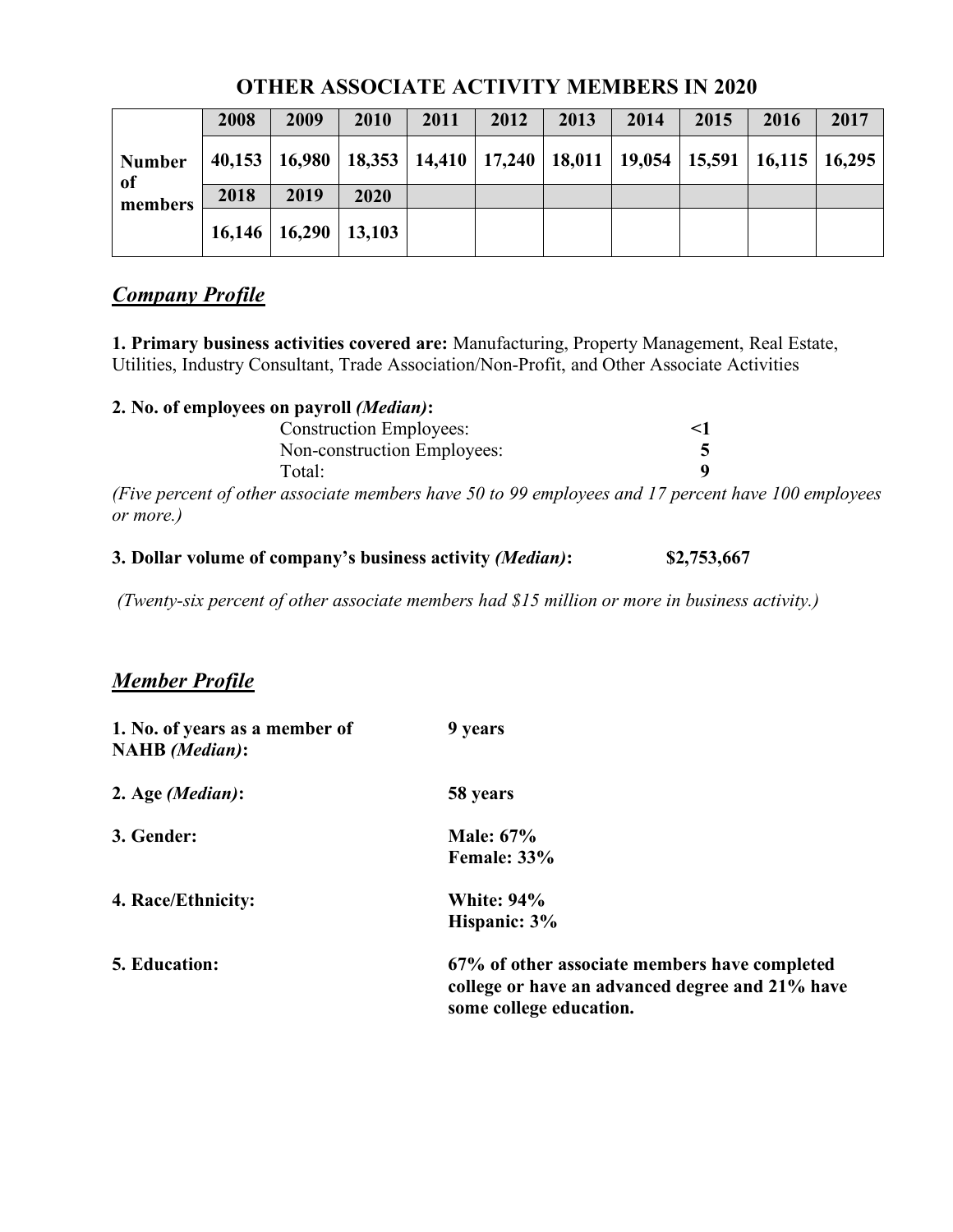# OTHER ASSOCIATE ACTIVITY MEMBERS IN 2020

| | 2008 | 2009 | 2010 | 2011 | 2012 | 2013 | 2014 | 2015 | 2016 | 2017 |
|---|---|---|---|---|---|---|---|---|---|---|
| **Number of members** | 40,153 | 16,980 | 18,353 | 14,410 | 17,240 | 18,011 | 19,054 | 15,591 | 16,115 | 16,295 |
| | **2018** | **2019** | **2020** | | | | | | | |
| | 16,146 | 16,290 | 13,103 | | | | | | | |

## *Company Profile*

**1. Primary business activities covered are:** Manufacturing, Property Management, Real Estate, Utilities, Industry Consultant, Trade Association/Non-Profit, and Other Associate Activities

**2. No. of employees on payroll *(Median)*:**

| | |
|---|---|
| Construction Employees: | **<1** |
| Non-construction Employees: | **5** |
| Total: | **9** |

*(Five percent of other associate members have 50 to 99 employees and 17 percent have 100 employees or more.)*

**3. Dollar volume of company's business activity *(Median)*: $2,753,667**

*(Twenty-six percent of other associate members had $15 million or more in business activity.)*

## *Member Profile*

**1. No. of years as a member of NAHB *(Median)*:** **9 years**

**2. Age *(Median)*:** **58 years**

**3. Gender:** **Male: 67%**
**Female: 33%**

**4. Race/Ethnicity:** **White: 94%**
**Hispanic: 3%**

**5. Education:** **67% of other associate members have completed college or have an advanced degree and 21% have some college education.**